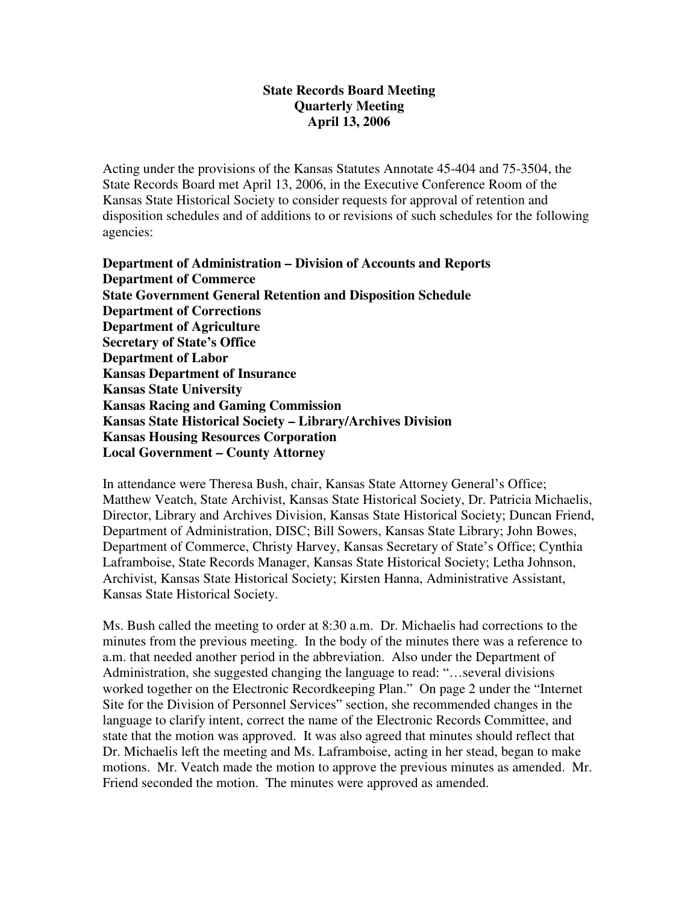**State Records Board Meeting**
**Quarterly Meeting**
**April 13, 2006**

Acting under the provisions of the Kansas Statutes Annotate 45-404 and 75-3504, the State Records Board met April 13, 2006, in the Executive Conference Room of the Kansas State Historical Society to consider requests for approval of retention and disposition schedules and of additions to or revisions of such schedules for the following agencies:

**Department of Administration – Division of Accounts and Reports**
**Department of Commerce**
**State Government General Retention and Disposition Schedule**
**Department of Corrections**
**Department of Agriculture**
**Secretary of State's Office**
**Department of Labor**
**Kansas Department of Insurance**
**Kansas State University**
**Kansas Racing and Gaming Commission**
**Kansas State Historical Society – Library/Archives Division**
**Kansas Housing Resources Corporation**
**Local Government – County Attorney**

In attendance were Theresa Bush, chair, Kansas State Attorney General's Office; Matthew Veatch, State Archivist, Kansas State Historical Society, Dr. Patricia Michaelis, Director, Library and Archives Division, Kansas State Historical Society; Duncan Friend, Department of Administration, DISC; Bill Sowers, Kansas State Library; John Bowes, Department of Commerce, Christy Harvey, Kansas Secretary of State's Office; Cynthia Laframboise, State Records Manager, Kansas State Historical Society; Letha Johnson, Archivist, Kansas State Historical Society; Kirsten Hanna, Administrative Assistant, Kansas State Historical Society.

Ms. Bush called the meeting to order at 8:30 a.m. Dr. Michaelis had corrections to the minutes from the previous meeting. In the body of the minutes there was a reference to a.m. that needed another period in the abbreviation. Also under the Department of Administration, she suggested changing the language to read: "…several divisions worked together on the Electronic Recordkeeping Plan." On page 2 under the "Internet Site for the Division of Personnel Services" section, she recommended changes in the language to clarify intent, correct the name of the Electronic Records Committee, and state that the motion was approved. It was also agreed that minutes should reflect that Dr. Michaelis left the meeting and Ms. Laframboise, acting in her stead, began to make motions. Mr. Veatch made the motion to approve the previous minutes as amended. Mr. Friend seconded the motion. The minutes were approved as amended.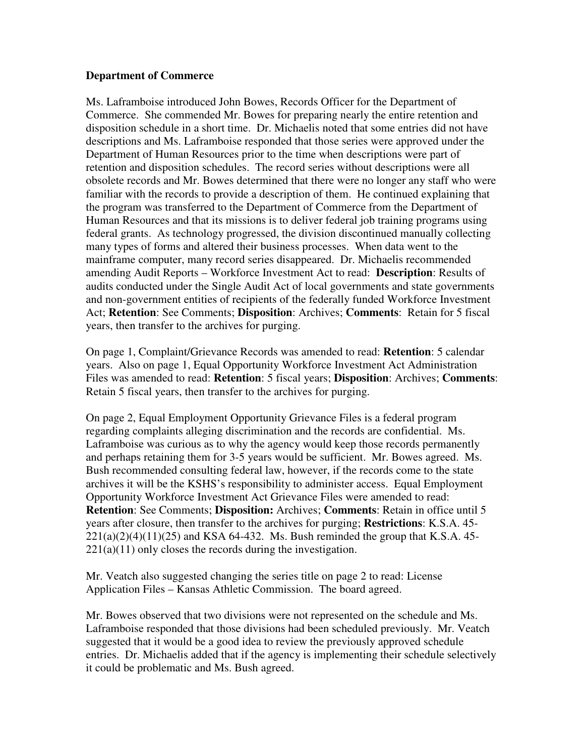**Department of Commerce**

Ms. Laframboise introduced John Bowes, Records Officer for the Department of Commerce. She commended Mr. Bowes for preparing nearly the entire retention and disposition schedule in a short time. Dr. Michaelis noted that some entries did not have descriptions and Ms. Laframboise responded that those series were approved under the Department of Human Resources prior to the time when descriptions were part of retention and disposition schedules. The record series without descriptions were all obsolete records and Mr. Bowes determined that there were no longer any staff who were familiar with the records to provide a description of them. He continued explaining that the program was transferred to the Department of Commerce from the Department of Human Resources and that its missions is to deliver federal job training programs using federal grants. As technology progressed, the division discontinued manually collecting many types of forms and altered their business processes. When data went to the mainframe computer, many record series disappeared. Dr. Michaelis recommended amending Audit Reports – Workforce Investment Act to read: **Description**: Results of audits conducted under the Single Audit Act of local governments and state governments and non-government entities of recipients of the federally funded Workforce Investment Act; **Retention**: See Comments; **Disposition**: Archives; **Comments**: Retain for 5 fiscal years, then transfer to the archives for purging.

On page 1, Complaint/Grievance Records was amended to read: **Retention**: 5 calendar years. Also on page 1, Equal Opportunity Workforce Investment Act Administration Files was amended to read: **Retention**: 5 fiscal years; **Disposition**: Archives; **Comments**: Retain 5 fiscal years, then transfer to the archives for purging.

On page 2, Equal Employment Opportunity Grievance Files is a federal program regarding complaints alleging discrimination and the records are confidential. Ms. Laframboise was curious as to why the agency would keep those records permanently and perhaps retaining them for 3-5 years would be sufficient. Mr. Bowes agreed. Ms. Bush recommended consulting federal law, however, if the records come to the state archives it will be the KSHS's responsibility to administer access. Equal Employment Opportunity Workforce Investment Act Grievance Files were amended to read: **Retention**: See Comments; **Disposition:** Archives; **Comments**: Retain in office until 5 years after closure, then transfer to the archives for purging; **Restrictions**: K.S.A. 45-221(a)(2)(4)(11)(25) and KSA 64-432. Ms. Bush reminded the group that K.S.A. 45-221(a)(11) only closes the records during the investigation.

Mr. Veatch also suggested changing the series title on page 2 to read: License Application Files – Kansas Athletic Commission. The board agreed.

Mr. Bowes observed that two divisions were not represented on the schedule and Ms. Laframboise responded that those divisions had been scheduled previously. Mr. Veatch suggested that it would be a good idea to review the previously approved schedule entries. Dr. Michaelis added that if the agency is implementing their schedule selectively it could be problematic and Ms. Bush agreed.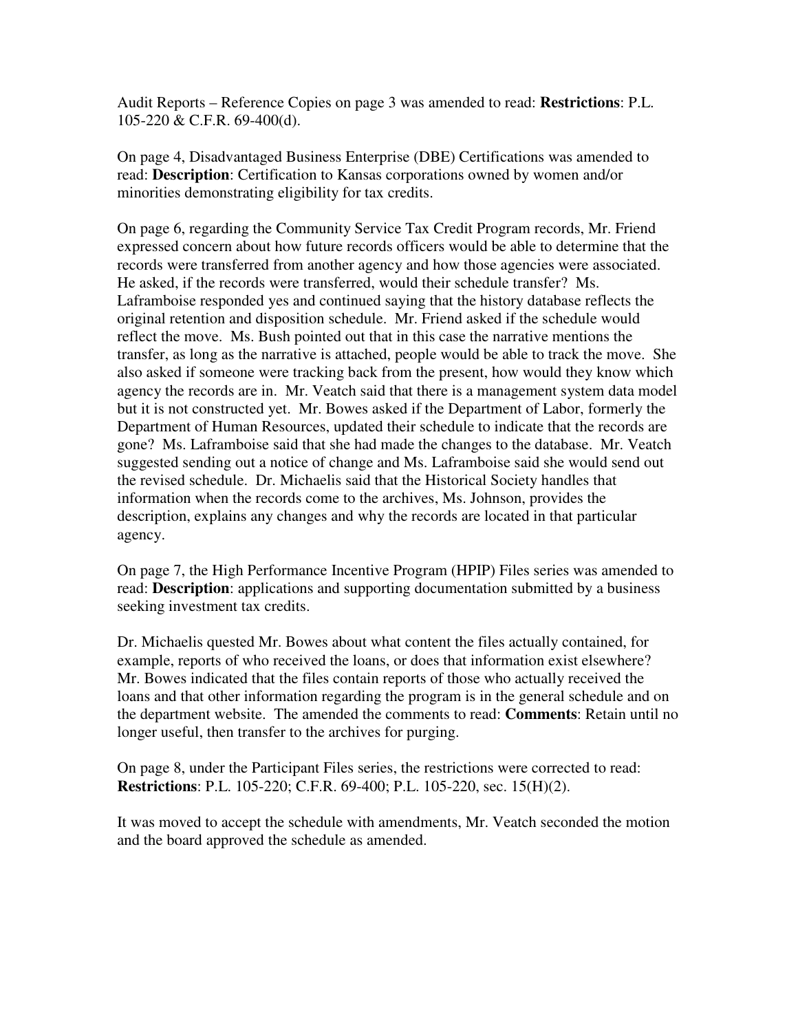Audit Reports – Reference Copies on page 3 was amended to read: **Restrictions**: P.L. 105-220 & C.F.R. 69-400(d).

On page 4, Disadvantaged Business Enterprise (DBE) Certifications was amended to read: **Description**: Certification to Kansas corporations owned by women and/or minorities demonstrating eligibility for tax credits.

On page 6, regarding the Community Service Tax Credit Program records, Mr. Friend expressed concern about how future records officers would be able to determine that the records were transferred from another agency and how those agencies were associated. He asked, if the records were transferred, would their schedule transfer? Ms. Laframboise responded yes and continued saying that the history database reflects the original retention and disposition schedule. Mr. Friend asked if the schedule would reflect the move. Ms. Bush pointed out that in this case the narrative mentions the transfer, as long as the narrative is attached, people would be able to track the move. She also asked if someone were tracking back from the present, how would they know which agency the records are in. Mr. Veatch said that there is a management system data model but it is not constructed yet. Mr. Bowes asked if the Department of Labor, formerly the Department of Human Resources, updated their schedule to indicate that the records are gone? Ms. Laframboise said that she had made the changes to the database. Mr. Veatch suggested sending out a notice of change and Ms. Laframboise said she would send out the revised schedule. Dr. Michaelis said that the Historical Society handles that information when the records come to the archives, Ms. Johnson, provides the description, explains any changes and why the records are located in that particular agency.

On page 7, the High Performance Incentive Program (HPIP) Files series was amended to read: **Description**: applications and supporting documentation submitted by a business seeking investment tax credits.

Dr. Michaelis quested Mr. Bowes about what content the files actually contained, for example, reports of who received the loans, or does that information exist elsewhere? Mr. Bowes indicated that the files contain reports of those who actually received the loans and that other information regarding the program is in the general schedule and on the department website. The amended the comments to read: **Comments**: Retain until no longer useful, then transfer to the archives for purging.

On page 8, under the Participant Files series, the restrictions were corrected to read: **Restrictions**: P.L. 105-220; C.F.R. 69-400; P.L. 105-220, sec. 15(H)(2).

It was moved to accept the schedule with amendments, Mr. Veatch seconded the motion and the board approved the schedule as amended.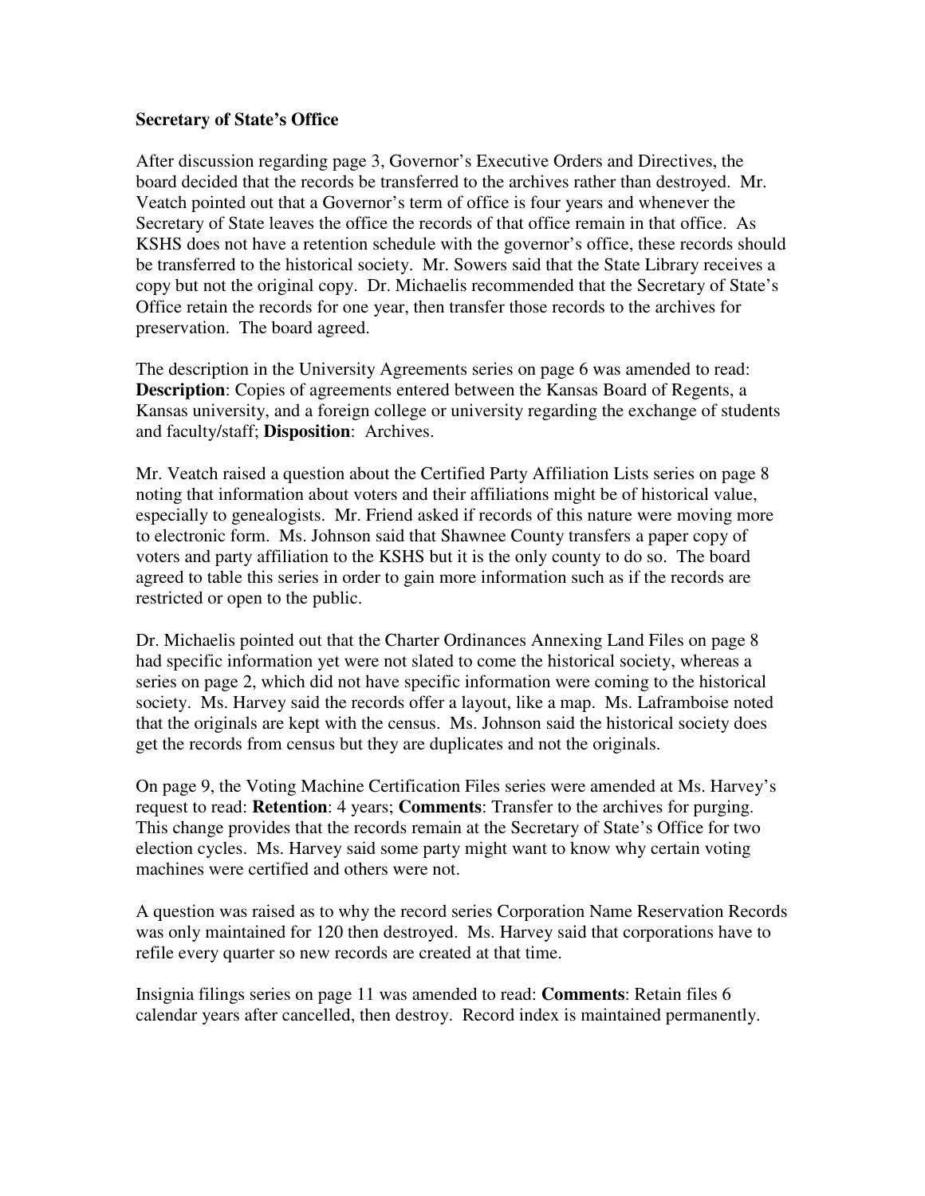**Secretary of State's Office**

After discussion regarding page 3, Governor's Executive Orders and Directives, the board decided that the records be transferred to the archives rather than destroyed. Mr. Veatch pointed out that a Governor's term of office is four years and whenever the Secretary of State leaves the office the records of that office remain in that office. As KSHS does not have a retention schedule with the governor's office, these records should be transferred to the historical society. Mr. Sowers said that the State Library receives a copy but not the original copy. Dr. Michaelis recommended that the Secretary of State's Office retain the records for one year, then transfer those records to the archives for preservation. The board agreed.

The description in the University Agreements series on page 6 was amended to read: **Description**: Copies of agreements entered between the Kansas Board of Regents, a Kansas university, and a foreign college or university regarding the exchange of students and faculty/staff; **Disposition**: Archives.

Mr. Veatch raised a question about the Certified Party Affiliation Lists series on page 8 noting that information about voters and their affiliations might be of historical value, especially to genealogists. Mr. Friend asked if records of this nature were moving more to electronic form. Ms. Johnson said that Shawnee County transfers a paper copy of voters and party affiliation to the KSHS but it is the only county to do so. The board agreed to table this series in order to gain more information such as if the records are restricted or open to the public.

Dr. Michaelis pointed out that the Charter Ordinances Annexing Land Files on page 8 had specific information yet were not slated to come the historical society, whereas a series on page 2, which did not have specific information were coming to the historical society. Ms. Harvey said the records offer a layout, like a map. Ms. Laframboise noted that the originals are kept with the census. Ms. Johnson said the historical society does get the records from census but they are duplicates and not the originals.

On page 9, the Voting Machine Certification Files series were amended at Ms. Harvey's request to read: **Retention**: 4 years; **Comments**: Transfer to the archives for purging. This change provides that the records remain at the Secretary of State's Office for two election cycles. Ms. Harvey said some party might want to know why certain voting machines were certified and others were not.

A question was raised as to why the record series Corporation Name Reservation Records was only maintained for 120 then destroyed. Ms. Harvey said that corporations have to refile every quarter so new records are created at that time.

Insignia filings series on page 11 was amended to read: **Comments**: Retain files 6 calendar years after cancelled, then destroy. Record index is maintained permanently.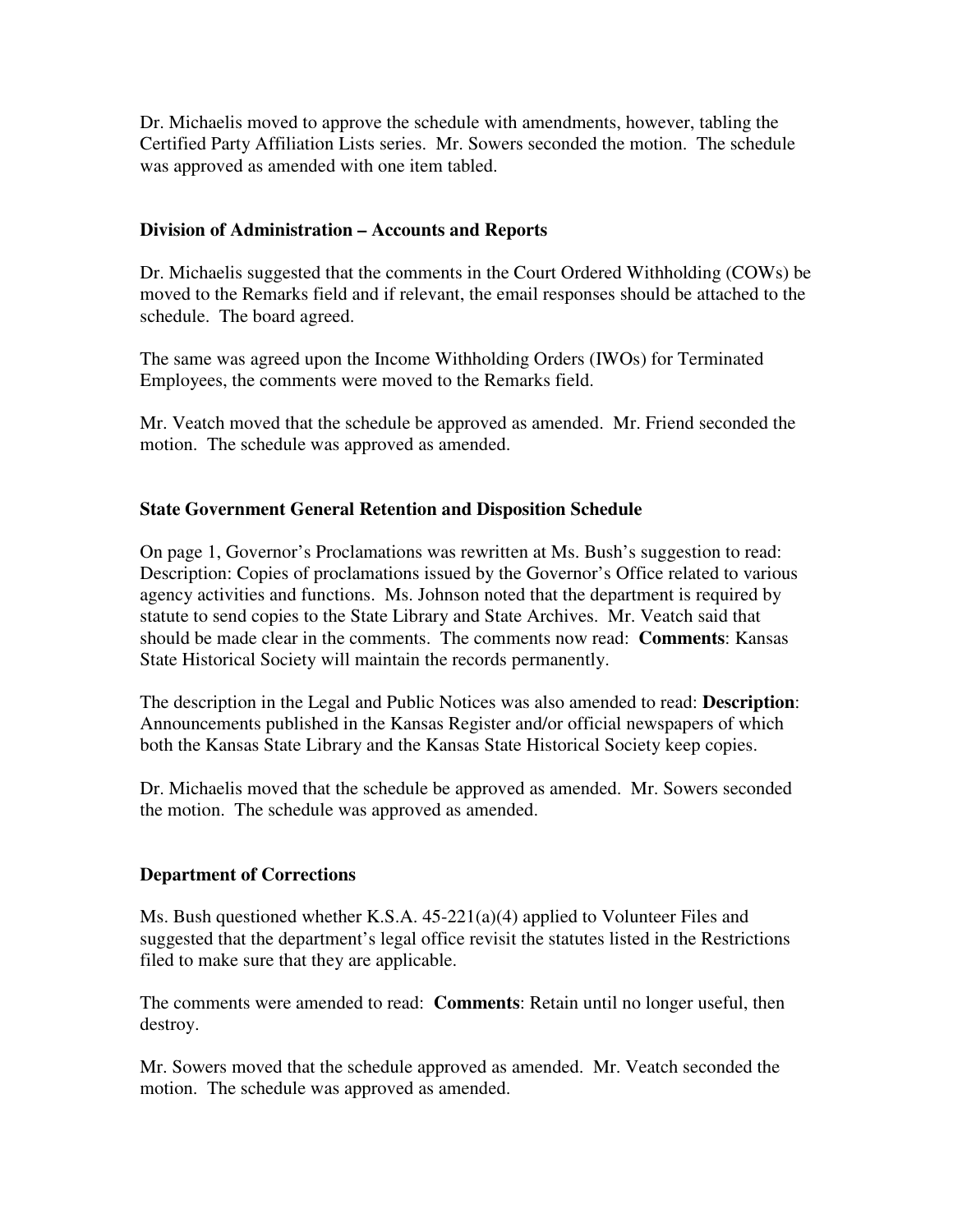Dr. Michaelis moved to approve the schedule with amendments, however, tabling the Certified Party Affiliation Lists series. Mr. Sowers seconded the motion. The schedule was approved as amended with one item tabled.

**Division of Administration – Accounts and Reports**

Dr. Michaelis suggested that the comments in the Court Ordered Withholding (COWs) be moved to the Remarks field and if relevant, the email responses should be attached to the schedule. The board agreed.

The same was agreed upon the Income Withholding Orders (IWOs) for Terminated Employees, the comments were moved to the Remarks field.

Mr. Veatch moved that the schedule be approved as amended. Mr. Friend seconded the motion. The schedule was approved as amended.

**State Government General Retention and Disposition Schedule**

On page 1, Governor's Proclamations was rewritten at Ms. Bush's suggestion to read: Description: Copies of proclamations issued by the Governor's Office related to various agency activities and functions. Ms. Johnson noted that the department is required by statute to send copies to the State Library and State Archives. Mr. Veatch said that should be made clear in the comments. The comments now read: **Comments**: Kansas State Historical Society will maintain the records permanently.

The description in the Legal and Public Notices was also amended to read: **Description**: Announcements published in the Kansas Register and/or official newspapers of which both the Kansas State Library and the Kansas State Historical Society keep copies.

Dr. Michaelis moved that the schedule be approved as amended. Mr. Sowers seconded the motion. The schedule was approved as amended.

**Department of Corrections**

Ms. Bush questioned whether K.S.A. 45-221(a)(4) applied to Volunteer Files and suggested that the department's legal office revisit the statutes listed in the Restrictions filed to make sure that they are applicable.

The comments were amended to read: **Comments**: Retain until no longer useful, then destroy.

Mr. Sowers moved that the schedule approved as amended. Mr. Veatch seconded the motion. The schedule was approved as amended.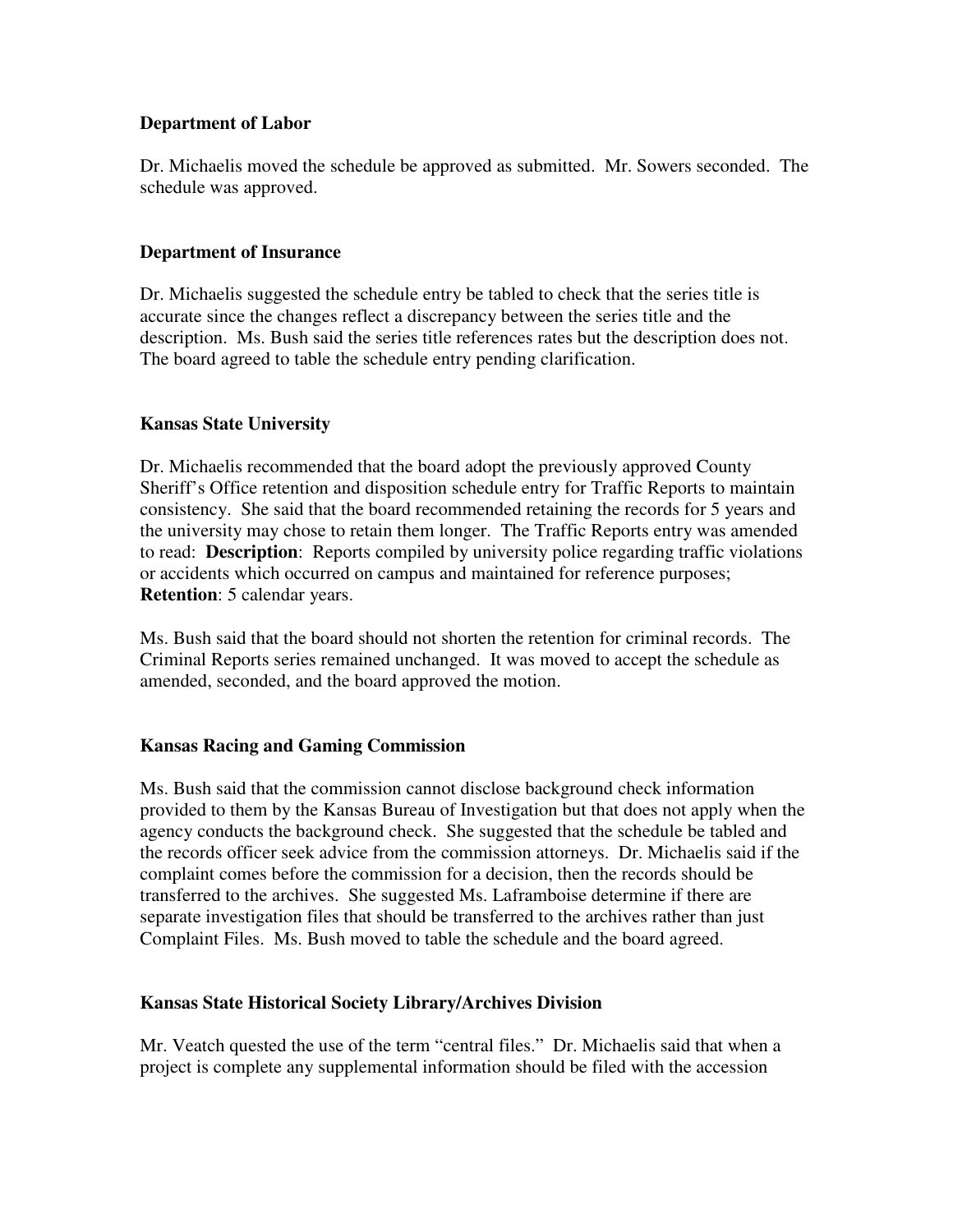**Department of Labor**

Dr. Michaelis moved the schedule be approved as submitted. Mr. Sowers seconded. The schedule was approved.

**Department of Insurance**

Dr. Michaelis suggested the schedule entry be tabled to check that the series title is accurate since the changes reflect a discrepancy between the series title and the description. Ms. Bush said the series title references rates but the description does not. The board agreed to table the schedule entry pending clarification.

**Kansas State University**

Dr. Michaelis recommended that the board adopt the previously approved County Sheriff's Office retention and disposition schedule entry for Traffic Reports to maintain consistency. She said that the board recommended retaining the records for 5 years and the university may chose to retain them longer. The Traffic Reports entry was amended to read: **Description**: Reports compiled by university police regarding traffic violations or accidents which occurred on campus and maintained for reference purposes; **Retention**: 5 calendar years.

Ms. Bush said that the board should not shorten the retention for criminal records. The Criminal Reports series remained unchanged. It was moved to accept the schedule as amended, seconded, and the board approved the motion.

**Kansas Racing and Gaming Commission**

Ms. Bush said that the commission cannot disclose background check information provided to them by the Kansas Bureau of Investigation but that does not apply when the agency conducts the background check. She suggested that the schedule be tabled and the records officer seek advice from the commission attorneys. Dr. Michaelis said if the complaint comes before the commission for a decision, then the records should be transferred to the archives. She suggested Ms. Laframboise determine if there are separate investigation files that should be transferred to the archives rather than just Complaint Files. Ms. Bush moved to table the schedule and the board agreed.

**Kansas State Historical Society Library/Archives Division**

Mr. Veatch quested the use of the term "central files." Dr. Michaelis said that when a project is complete any supplemental information should be filed with the accession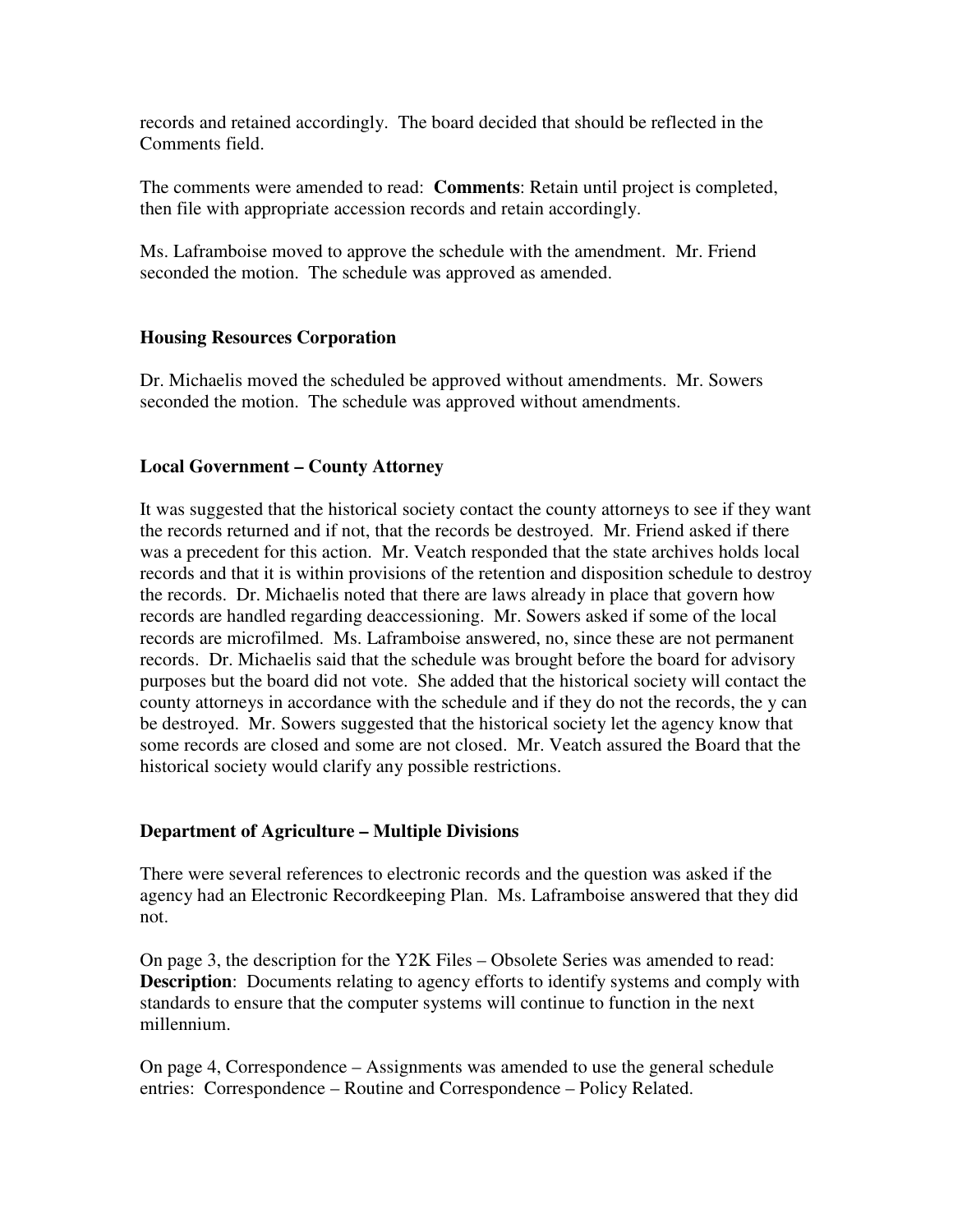records and retained accordingly. The board decided that should be reflected in the Comments field.

The comments were amended to read: **Comments**: Retain until project is completed, then file with appropriate accession records and retain accordingly.

Ms. Laframboise moved to approve the schedule with the amendment. Mr. Friend seconded the motion. The schedule was approved as amended.

**Housing Resources Corporation**

Dr. Michaelis moved the scheduled be approved without amendments. Mr. Sowers seconded the motion. The schedule was approved without amendments.

**Local Government – County Attorney**

It was suggested that the historical society contact the county attorneys to see if they want the records returned and if not, that the records be destroyed. Mr. Friend asked if there was a precedent for this action. Mr. Veatch responded that the state archives holds local records and that it is within provisions of the retention and disposition schedule to destroy the records. Dr. Michaelis noted that there are laws already in place that govern how records are handled regarding deaccessioning. Mr. Sowers asked if some of the local records are microfilmed. Ms. Laframboise answered, no, since these are not permanent records. Dr. Michaelis said that the schedule was brought before the board for advisory purposes but the board did not vote. She added that the historical society will contact the county attorneys in accordance with the schedule and if they do not the records, the y can be destroyed. Mr. Sowers suggested that the historical society let the agency know that some records are closed and some are not closed. Mr. Veatch assured the Board that the historical society would clarify any possible restrictions.

**Department of Agriculture – Multiple Divisions**

There were several references to electronic records and the question was asked if the agency had an Electronic Recordkeeping Plan. Ms. Laframboise answered that they did not.

On page 3, the description for the Y2K Files – Obsolete Series was amended to read: **Description**: Documents relating to agency efforts to identify systems and comply with standards to ensure that the computer systems will continue to function in the next millennium.

On page 4, Correspondence – Assignments was amended to use the general schedule entries: Correspondence – Routine and Correspondence – Policy Related.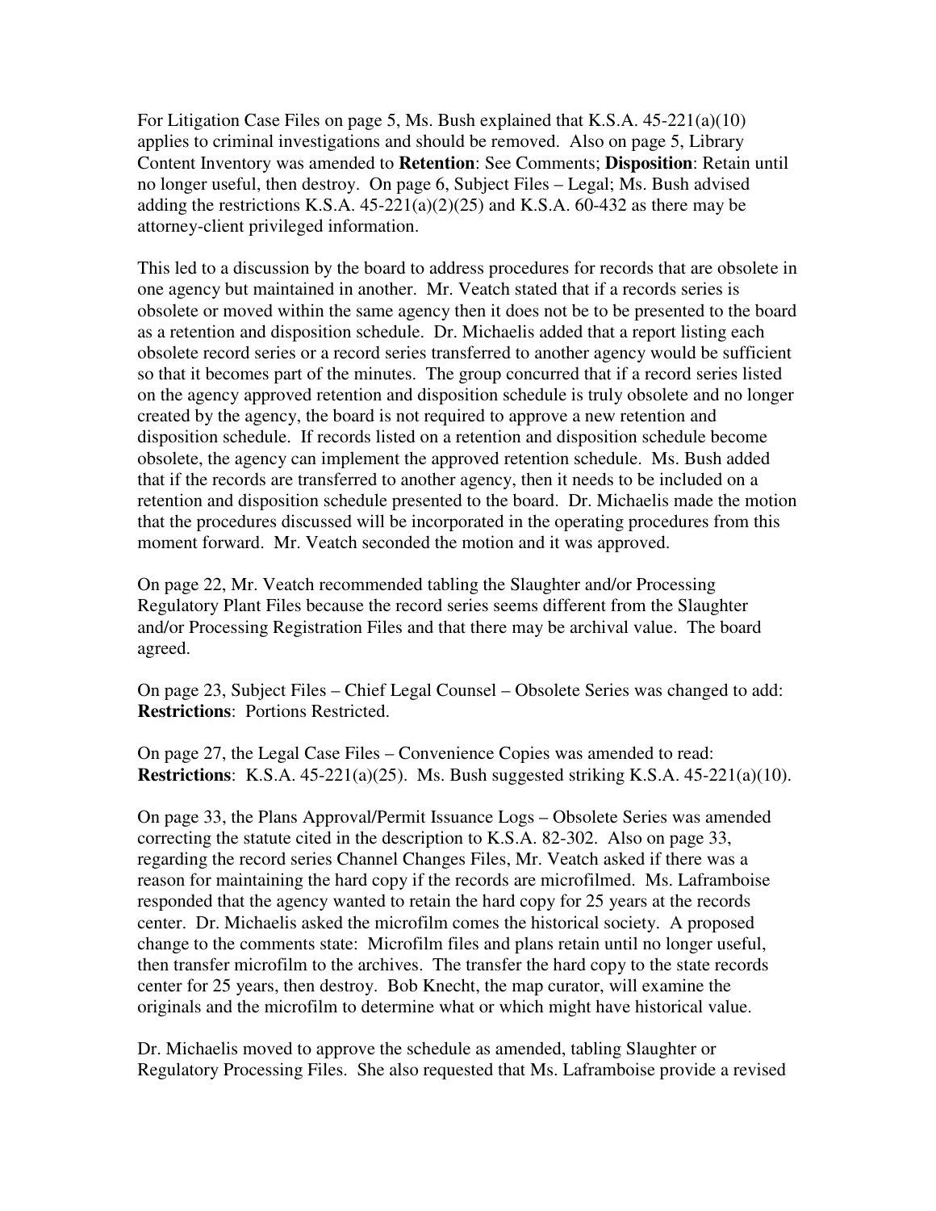For Litigation Case Files on page 5, Ms. Bush explained that K.S.A. 45-221(a)(10) applies to criminal investigations and should be removed. Also on page 5, Library Content Inventory was amended to **Retention**: See Comments; **Disposition**: Retain until no longer useful, then destroy. On page 6, Subject Files – Legal; Ms. Bush advised adding the restrictions K.S.A. 45-221(a)(2)(25) and K.S.A. 60-432 as there may be attorney-client privileged information.

This led to a discussion by the board to address procedures for records that are obsolete in one agency but maintained in another. Mr. Veatch stated that if a records series is obsolete or moved within the same agency then it does not be to be presented to the board as a retention and disposition schedule. Dr. Michaelis added that a report listing each obsolete record series or a record series transferred to another agency would be sufficient so that it becomes part of the minutes. The group concurred that if a record series listed on the agency approved retention and disposition schedule is truly obsolete and no longer created by the agency, the board is not required to approve a new retention and disposition schedule. If records listed on a retention and disposition schedule become obsolete, the agency can implement the approved retention schedule. Ms. Bush added that if the records are transferred to another agency, then it needs to be included on a retention and disposition schedule presented to the board. Dr. Michaelis made the motion that the procedures discussed will be incorporated in the operating procedures from this moment forward. Mr. Veatch seconded the motion and it was approved.

On page 22, Mr. Veatch recommended tabling the Slaughter and/or Processing Regulatory Plant Files because the record series seems different from the Slaughter and/or Processing Registration Files and that there may be archival value. The board agreed.

On page 23, Subject Files – Chief Legal Counsel – Obsolete Series was changed to add: **Restrictions**: Portions Restricted.

On page 27, the Legal Case Files – Convenience Copies was amended to read: **Restrictions**: K.S.A. 45-221(a)(25). Ms. Bush suggested striking K.S.A. 45-221(a)(10).

On page 33, the Plans Approval/Permit Issuance Logs – Obsolete Series was amended correcting the statute cited in the description to K.S.A. 82-302. Also on page 33, regarding the record series Channel Changes Files, Mr. Veatch asked if there was a reason for maintaining the hard copy if the records are microfilmed. Ms. Laframboise responded that the agency wanted to retain the hard copy for 25 years at the records center. Dr. Michaelis asked the microfilm comes the historical society. A proposed change to the comments state: Microfilm files and plans retain until no longer useful, then transfer microfilm to the archives. The transfer the hard copy to the state records center for 25 years, then destroy. Bob Knecht, the map curator, will examine the originals and the microfilm to determine what or which might have historical value.

Dr. Michaelis moved to approve the schedule as amended, tabling Slaughter or Regulatory Processing Files. She also requested that Ms. Laframboise provide a revised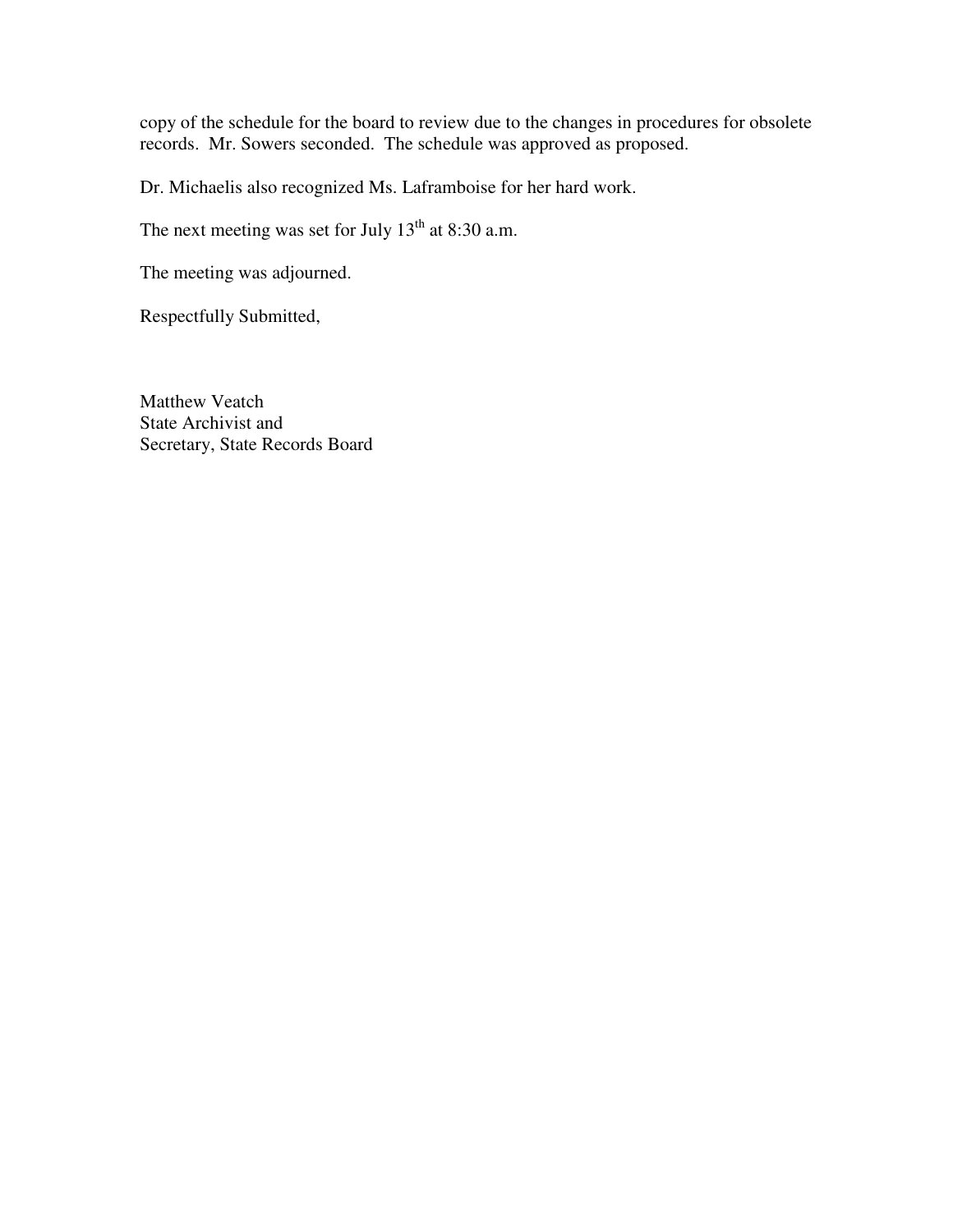copy of the schedule for the board to review due to the changes in procedures for obsolete records. Mr. Sowers seconded. The schedule was approved as proposed.

Dr. Michaelis also recognized Ms. Laframboise for her hard work.

The next meeting was set for July 13th at 8:30 a.m.

The meeting was adjourned.

Respectfully Submitted,

Matthew Veatch
State Archivist and
Secretary, State Records Board